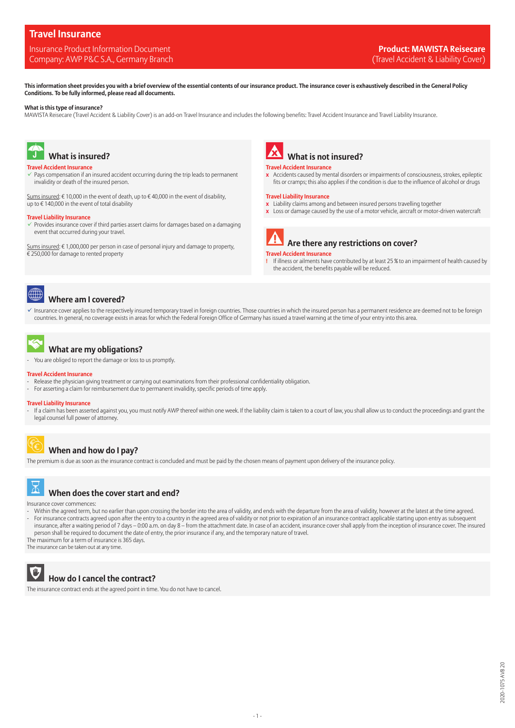# Travel Insurance

Insurance Product Information Document
Company: AWP P&C S.A., Germany Branch

**Product: MAWISTA Reisecare**
(Travel Accident & Liability Cover)

**This information sheet provides you with a brief overview of the essential contents of our insurance product. The insurance cover is exhaustively described in the General Policy Conditions. To be fully informed, please read all documents.**

**What is this type of insurance?**
MAWISTA Reisecare (Travel Accident & Liability Cover) is an add-on Travel Insurance and includes the following benefits: Travel Accident Insurance and Travel Liability Insurance.

## What is insured?

**Travel Accident Insurance**

✓ Pays compensation if an insured accident occurring during the trip leads to permanent invalidity or death of the insured person.

Sums insured: € 10,000 in the event of death, up to € 40,000 in the event of disability, up to € 140,000 in the event of total disability

**Travel Liability Insurance**

✓ Provides insurance cover if third parties assert claims for damages based on a damaging event that occurred during your travel.

Sums insured: € 1,000,000 per person in case of personal injury and damage to property, € 250,000 for damage to rented property

## What is not insured?

**Travel Accident Insurance**

x Accidents caused by mental disorders or impairments of consciousness, strokes, epileptic fits or cramps; this also applies if the condition is due to the influence of alcohol or drugs

**Travel Liability Insurance**

x Liability claims among and between insured persons travelling together
x Loss or damage caused by the use of a motor vehicle, aircraft or motor-driven watercraft

## Are there any restrictions on cover?

**Travel Accident Insurance**

! If illness or ailments have contributed by at least 25 % to an impairment of health caused by the accident, the benefits payable will be reduced.

## Where am I covered?

✓ Insurance cover applies to the respectively insured temporary travel in foreign countries. Those countries in which the insured person has a permanent residence are deemed not to be foreign countries. In general, no coverage exists in areas for which the Federal Foreign Office of Germany has issued a travel warning at the time of your entry into this area.

## What are my obligations?

- You are obliged to report the damage or loss to us promptly.

**Travel Accident Insurance**

- Release the physician giving treatment or carrying out examinations from their professional confidentiality obligation.
- For asserting a claim for reimbursement due to permanent invalidity, specific periods of time apply.

**Travel Liability Insurance**

- If a claim has been asserted against you, you must notify AWP thereof within one week. If the liability claim is taken to a court of law, you shall allow us to conduct the proceedings and grant the legal counsel full power of attorney.

## When and how do I pay?

The premium is due as soon as the insurance contract is concluded and must be paid by the chosen means of payment upon delivery of the insurance policy.

## When does the cover start and end?

Insurance cover commences:

- Within the agreed term, but no earlier than upon crossing the border into the area of validity, and ends with the departure from the area of validity, however at the latest at the time agreed.
- For insurance contracts agreed upon after the entry to a country in the agreed area of validity or not prior to expiration of an insurance contract applicable starting upon entry as subsequent insurance, after a waiting period of 7 days – 0:00 a.m. on day 8 – from the attachment date. In case of an accident, insurance cover shall apply from the inception of insurance cover. The insured person shall be required to document the date of entry, the prior insurance if any, and the temporary nature of travel.

The maximum for a term of insurance is 365 days.
The insurance can be taken out at any time.

## How do I cancel the contract?

The insurance contract ends at the agreed point in time. You do not have to cancel.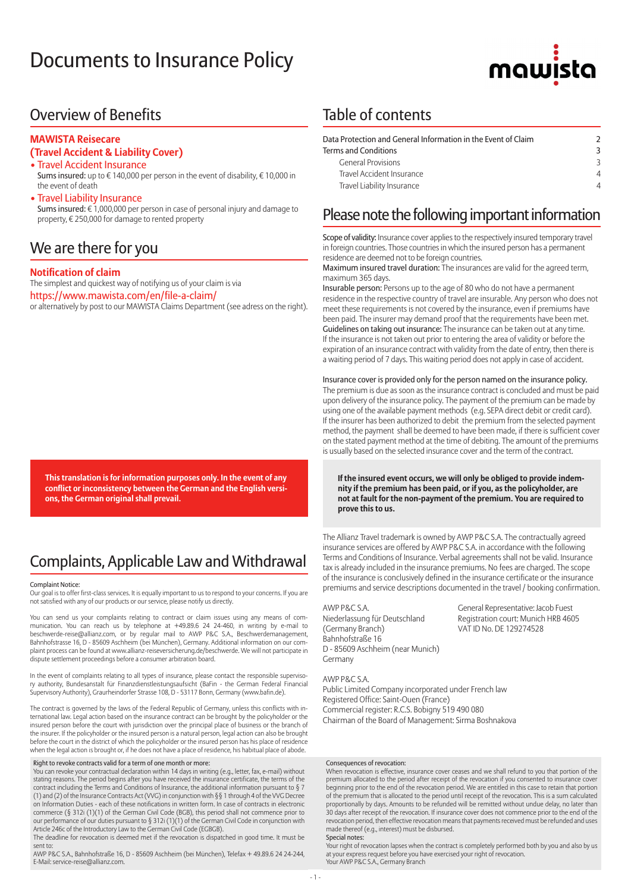# Documents to Insurance Policy

mawista

## Overview of Benefits

### MAWISTA Reisecare (Travel Accident & Liability Cover)

- **Travel Accident Insurance**
  Sums insured: up to € 140,000 per person in the event of disability, € 10,000 in the event of death
- **Travel Liability Insurance**
  Sums insured: € 1,000,000 per person in case of personal injury and damage to property, € 250,000 for damage to rented property

## We are there for you

### Notification of claim

The simplest and quickest way of notifying us of your claim is via

https://www.mawista.com/en/file-a-claim/

or alternatively by post to our MAWISTA Claims Department (see adress on the right).

**This translation is for information purposes only. In the event of any conflict or inconsistency between the German and the English versions, the German original shall prevail.**

## Complaints, Applicable Law and Withdrawal

Complaint Notice:
Our goal is to offer first-class services. It is equally important to us to respond to your concerns. If you are not satisfied with any of our products or our service, please notify us directly.

You can send us your complaints relating to contract or claim issues using any means of communication. You can reach us by telephone at +49.89.6 24 24-460, in writing by e-mail to beschwerde-reise@allianz.com, or by regular mail to AWP P&C S.A., Beschwerdemanagement, Bahnhofstrasse 16, D - 85609 Aschheim (bei München), Germany. Additional information on our complaint process can be found at www.allianz-reiseversicherung.de/beschwerde. We will not participate in dispute settlement proceedings before a consumer arbitration board.

In the event of complaints relating to all types of insurance, please contact the responsible supervisory authority, Bundesanstalt für Finanzdienstleistungsaufsicht (BaFin - the German Federal Financial Supervisory Authority), Graurheindorfer Strasse 108, D - 53117 Bonn, Germany (www.bafin.de).

The contract is governed by the laws of the Federal Republic of Germany, unless this conflicts with international law. Legal action based on the insurance contract can be brought by the policyholder or the insured person before the court with jurisdiction over the principal place of business or the branch of the insurer. If the policyholder or the insured person is a natural person, legal action can also be brought before the court in the district of which the policyholder or the insured person has his place of residence when the legal action is brought or, if he does not have a place of residence, his habitual place of abode.

Right to revoke contracts valid for a term of one month or more:
You can revoke your contractual declaration within 14 days in writing (e.g., letter, fax, e-mail) without stating reasons. The period begins after you have received the insurance certificate, the terms of the contract including the Terms and Conditions of Insurance, the additional information pursuant to § 7 (1) and (2) of the Insurance Contracts Act (VVG) in conjunction with §§ 1 through 4 of the VVG Decree on Information Duties - each of these notifications in written form. In case of contracts in electronic commerce (§ 312i (1)(1) of the German Civil Code (BGB), this period shall not commence prior to our performance of our duties pursuant to § 312i (1)(1) of the German Civil Code in conjunction with Article 246c of the Introductory Law to the German Civil Code (EGBGB).
The deadline for revocation is deemed met if the revocation is dispatched in good time. It must be sent to:
AWP P&C S.A., Bahnhofstraße 16, D - 85609 Aschheim (bei München), Telefax + 49.89.6 24 24-244, E-Mail: service-reise@allianz.com.

Consequences of revocation:
When revocation is effective, insurance cover ceases and we shall refund to you that portion of the premium allocated to the period after receipt of the revocation if you consented to insurance cover beginning prior to the end of the revocation period. We are entitled in this case to retain that portion of the premium that is allocated to the period until receipt of the revocation. This is a sum calculated proportionally by days. Amounts to be refunded will be remitted without undue delay, no later than 30 days after receipt of the revocation. If insurance cover does not commence prior to the end of the revocation period, then effective revocation means that payments received must be refunded and uses made thereof (e.g., interest) must be disbursed.
Special notes:
Your right of revocation lapses when the contract is completely performed both by you and also by us at your express request before you have exercised your right of revocation.
Your AWP P&C S.A., Germany Branch

## Table of contents

| | |
|---|---|
| Data Protection and General Information in the Event of Claim | 2 |
| Terms and Conditions | 3 |
| General Provisions | 3 |
| Travel Accident Insurance | 4 |
| Travel Liability Insurance | 4 |

## Please note the following important information

Scope of validity: Insurance cover applies to the respectively insured temporary travel in foreign countries. Those countries in which the insured person has a permanent residence are deemed not to be foreign countries.
Maximum insured travel duration: The insurances are valid for the agreed term, maximum 365 days.
Insurable person: Persons up to the age of 80 who do not have a permanent residence in the respective country of travel are insurable. Any person who does not meet these requirements is not covered by the insurance, even if premiums have been paid. The insurer may demand proof that the requirements have been met.
Guidelines on taking out insurance: The insurance can be taken out at any time. If the insurance is not taken out prior to entering the area of validity or before the expiration of an insurance contract with validity from the date of entry, then there is a waiting period of 7 days. This waiting period does not apply in case of accident.

Insurance cover is provided only for the person named on the insurance policy.
The premium is due as soon as the insurance contract is concluded and must be paid upon delivery of the insurance policy. The payment of the premium can be made by using one of the available payment methods (e.g. SEPA direct debit or credit card). If the insurer has been authorized to debit the premium from the selected payment method, the payment shall be deemed to have been made, if there is sufficient cover on the stated payment method at the time of debiting. The amount of the premiums is usually based on the selected insurance cover and the term of the contract.

**If the insured event occurs, we will only be obliged to provide indemnity if the premium has been paid, or if you, as the policyholder, are not at fault for the non-payment of the premium. You are required to prove this to us.**

The Allianz Travel trademark is owned by AWP P&C S.A. The contractually agreed insurance services are offered by AWP P&C S.A. in accordance with the following Terms and Conditions of Insurance. Verbal agreements shall not be valid. Insurance tax is already included in the insurance premiums. No fees are charged. The scope of the insurance is conclusively defined in the insurance certificate or the insurance premiums and service descriptions documented in the travel / booking confirmation.

AWP P&C S.A.
Niederlassung für Deutschland (Germany Branch)
Bahnhofstraße 16
D - 85609 Aschheim (near Munich)
Germany

General Representative: Jacob Fuest
Registration court: Munich HRB 4605
VAT ID No. DE 129274528

AWP P&C S.A.
Public Limited Company incorporated under French law
Registered Office: Saint-Ouen (France)
Commercial register: R.C.S. Bobigny 519 490 080
Chairman of the Board of Management: Sirma Boshnakova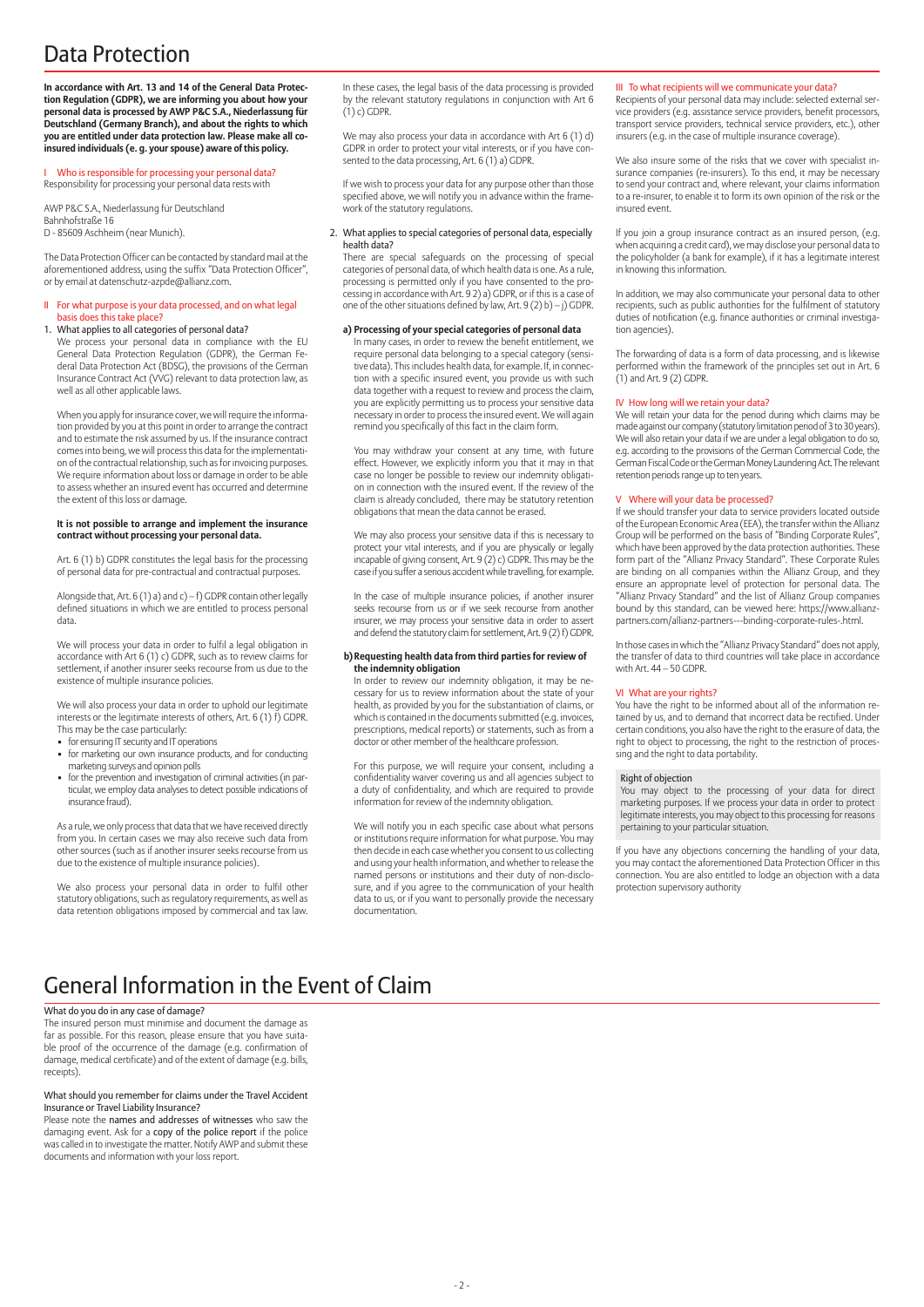# Data Protection

**In accordance with Art. 13 and 14 of the General Data Protection Regulation (GDPR), we are informing you about how your personal data is processed by AWP P&C S.A., Niederlassung für Deutschland (Germany Branch), and about the rights to which you are entitled under data protection law. Please make all co-insured individuals (e. g. your spouse) aware of this policy.**

## I Who is responsible for processing your personal data?

Responsibility for processing your personal data rests with

AWP P&C S.A., Niederlassung für Deutschland
Bahnhofstraße 16
D - 85609 Aschheim (near Munich).

The Data Protection Officer can be contacted by standard mail at the aforementioned address, using the suffix "Data Protection Officer", or by email at datenschutz-azpde@allianz.com.

## II For what purpose is your data processed, and on what legal basis does this take place?

1. What applies to all categories of personal data?

We process your personal data in compliance with the EU General Data Protection Regulation (GDPR), the German Federal Data Protection Act (BDSG), the provisions of the German Insurance Contract Act (VVG) relevant to data protection law, as well as all other applicable laws.

When you apply for insurance cover, we will require the information provided by you at this point in order to arrange the contract and to estimate the risk assumed by us. If the insurance contract comes into being, we will process this data for the implementation of the contractual relationship, such as for invoicing purposes. We require information about loss or damage in order to be able to assess whether an insured event has occurred and determine the extent of this loss or damage.

**It is not possible to arrange and implement the insurance contract without processing your personal data.**

Art. 6 (1) b) GDPR constitutes the legal basis for the processing of personal data for pre-contractual and contractual purposes.

Alongside that, Art. 6 (1) a) and c) – f) GDPR contain other legally defined situations in which we are entitled to process personal data.

We will process your data in order to fulfil a legal obligation in accordance with Art 6 (1) c) GDPR, such as to review claims for settlement, if another insurer seeks recourse from us due to the existence of multiple insurance policies.

We will also process your data in order to uphold our legitimate interests or the legitimate interests of others, Art. 6 (1) f) GDPR. This may be the case particularly:

- for ensuring IT security and IT operations
- for marketing our own insurance products, and for conducting marketing surveys and opinion polls
- for the prevention and investigation of criminal activities (in particular, we employ data analyses to detect possible indications of insurance fraud).

As a rule, we only process that data that we have received directly from you. In certain cases we may also receive such data from other sources (such as if another insurer seeks recourse from us due to the existence of multiple insurance policies).

We also process your personal data in order to fulfil other statutory obligations, such as regulatory requirements, as well as data retention obligations imposed by commercial and tax law.

In these cases, the legal basis of the data processing is provided by the relevant statutory regulations in conjunction with Art 6 (1) c) GDPR.

We may also process your data in accordance with Art 6 (1) d) GDPR in order to protect your vital interests, or if you have consented to the data processing, Art. 6 (1) a) GDPR.

If we wish to process your data for any purpose other than those specified above, we will notify you in advance within the framework of the statutory regulations.

2. What applies to special categories of personal data, especially health data?

There are special safeguards on the processing of special categories of personal data, of which health data is one. As a rule, processing is permitted only if you have consented to the processing in accordance with Art. 9 2) a) GDPR, or if this is a case of one of the other situations defined by law, Art. 9 (2) b) – j) GDPR.

**a) Processing of your special categories of personal data**

In many cases, in order to review the benefit entitlement, we require personal data belonging to a special category (sensitive data). This includes health data, for example. If, in connection with a specific insured event, you provide us with such data together with a request to review and process the claim, you are explicitly permitting us to process your sensitive data necessary in order to process the insured event. We will again remind you specifically of this fact in the claim form.

You may withdraw your consent at any time, with future effect. However, we explicitly inform you that it may in that case no longer be possible to review our indemnity obligation in connection with the insured event. If the review of the claim is already concluded, there may be statutory retention obligations that mean the data cannot be erased.

We may also process your sensitive data if this is necessary to protect your vital interests, and if you are physically or legally incapable of giving consent, Art. 9 (2) c) GDPR. This may be the case if you suffer a serious accident while travelling, for example.

In the case of multiple insurance policies, if another insurer seeks recourse from us or if we seek recourse from another insurer, we may process your sensitive data in order to assert and defend the statutory claim for settlement, Art. 9 (2) f) GDPR.

**b) Requesting health data from third parties for review of the indemnity obligation**

In order to review our indemnity obligation, it may be necessary for us to review information about the state of your health, as provided by you for the substantiation of claims, or which is contained in the documents submitted (e.g. invoices, prescriptions, medical reports) or statements, such as from a doctor or other member of the healthcare profession.

For this purpose, we will require your consent, including a confidentiality waiver covering us and all agencies subject to a duty of confidentiality, and which are required to provide information for review of the indemnity obligation.

We will notify you in each specific case about what persons or institutions require information for what purpose. You may then decide in each case whether you consent to us collecting and using your health information, and whether to release the named persons or institutions and their duty of non-disclosure, and if you agree to the communication of your health data to us, or if you want to personally provide the necessary documentation.

## III To what recipients will we communicate your data?

Recipients of your personal data may include: selected external service providers (e.g. assistance service providers, benefit processors, transport service providers, technical service providers, etc.), other insurers (e.g. in the case of multiple insurance coverage).

We also insure some of the risks that we cover with specialist insurance companies (re-insurers). To this end, it may be necessary to send your contract and, where relevant, your claims information to a re-insurer, to enable it to form its own opinion of the risk or the insured event.

If you join a group insurance contract as an insured person, (e.g. when acquiring a credit card), we may disclose your personal data to the policyholder (a bank for example), if it has a legitimate interest in knowing this information.

In addition, we may also communicate your personal data to other recipients, such as public authorities for the fulfilment of statutory duties of notification (e.g. finance authorities or criminal investigation agencies).

The forwarding of data is a form of data processing, and is likewise performed within the framework of the principles set out in Art. 6 (1) and Art. 9 (2) GDPR.

## IV How long will we retain your data?

We will retain your data for the period during which claims may be made against our company (statutory limitation period of 3 to 30 years). We will also retain your data if we are under a legal obligation to do so, e.g. according to the provisions of the German Commercial Code, the German Fiscal Code or the German Money Laundering Act. The relevant retention periods range up to ten years.

## V Where will your data be processed?

If we should transfer your data to service providers located outside of the European Economic Area (EEA), the transfer within the Allianz Group will be performed on the basis of "Binding Corporate Rules", which have been approved by the data protection authorities. These form part of the "Allianz Privacy Standard". These Corporate Rules are binding on all companies within the Allianz Group, and they ensure an appropriate level of protection for personal data. The "Allianz Privacy Standard" and the list of Allianz Group companies bound by this standard, can be viewed here: https://www.allianz-partners.com/allianz-partners---binding-corporate-rules-.html.

In those cases in which the "Allianz Privacy Standard" does not apply, the transfer of data to third countries will take place in accordance with Art. 44 – 50 GDPR.

## VI What are your rights?

You have the right to be informed about all of the information retained by us, and to demand that incorrect data be rectified. Under certain conditions, you also have the right to the erasure of data, the right to object to processing, the right to the restriction of processing and the right to data portability.

**Right of objection**

You may object to the processing of your data for direct marketing purposes. If we process your data in order to protect legitimate interests, you may object to this processing for reasons pertaining to your particular situation.

If you have any objections concerning the handling of your data, you may contact the aforementioned Data Protection Officer in this connection. You are also entitled to lodge an objection with a data protection supervisory authority

# General Information in the Event of Claim

**What do you do in any case of damage?**

The insured person must minimise and document the damage as far as possible. For this reason, please ensure that you have suitable proof of the occurrence of the damage (e.g. confirmation of damage, medical certificate) and of the extent of damage (e.g. bills, receipts).

**What should you remember for claims under the Travel Accident Insurance or Travel Liability Insurance?**

Please note the names and addresses of witnesses who saw the damaging event. Ask for a copy of the police report if the police was called in to investigate the matter. Notify AWP and submit these documents and information with your loss report.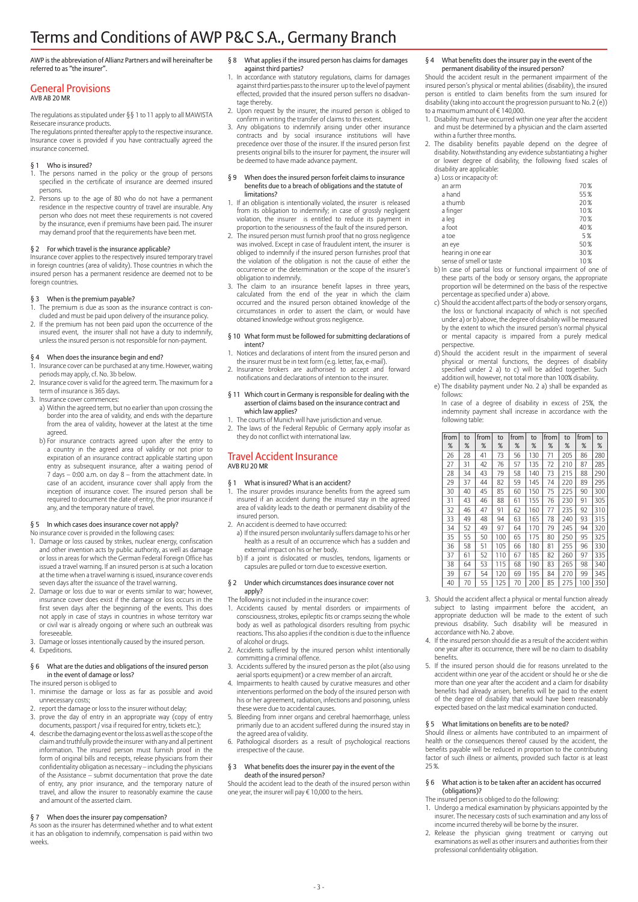# Terms and Conditions of AWP P&C S.A., Germany Branch

AWP is the abbreviation of Allianz Partners and will hereinafter be referred to as "the insurer".

## General Provisions

AVB AB 20 MR

The regulations as stipulated under §§ 1 to 11 apply to all MAWISTA Reisecare insurance products.

The regulations printed thereafter apply to the respective insurance. Insurance cover is provided if you have contractually agreed the insurance concerned.

### § 1 Who is insured?

1. The persons named in the policy or the group of persons specified in the certificate of insurance are deemed insured persons.
2. Persons up to the age of 80 who do not have a permanent residence in the respective country of travel are insurable. Any person who does not meet these requirements is not covered by the insurance, even if premiums have been paid. The insurer may demand proof that the requirements have been met.

### § 2 For which travel is the insurance applicable?

Insurance cover applies to the respectively insured temporary travel in foreign countries (area of validity). Those countries in which the insured person has a permanent residence are deemed not to be foreign countries.

### § 3 When is the premium payable?

1. The premium is due as soon as the insurance contract is concluded and must be paid upon delivery of the insurance policy.
2. If the premium has not been paid upon the occurrence of the insured event, the insurer shall not have a duty to indemnify, unless the insured person is not responsible for non-payment.

### § 4 When does the insurance begin and end?

1. Insurance cover can be purchased at any time. However, waiting periods may apply, cf. No. 3b below.
2. Insurance cover is valid for the agreed term. The maximum for a term of insurance is 365 days.
3. Insurance cover commences:
   a) Within the agreed term, but no earlier than upon crossing the border into the area of validity, and ends with the departure from the area of validity, however at the latest at the time agreed.
   b) For insurance contracts agreed upon after the entry to a country in the agreed area of validity or not prior to expiration of an insurance contract applicable starting upon entry as subsequent insurance, after a waiting period of 7 days – 0:00 a.m. on day 8 – from the attachment date. In case of an accident, insurance cover shall apply from the inception of insurance cover. The insured person shall be required to document the date of entry, the prior insurance if any, and the temporary nature of travel.

### § 5 In which cases does insurance cover not apply?

No insurance cover is provided in the following cases:

1. Damage or loss caused by strikes, nuclear energy, confiscation and other invention acts by public authority, as well as damage or loss in areas for which the German Federal Foreign Office has issued a travel warning. If an insured person is at such a location at the time when a travel warning is issued, insurance cover ends seven days after the issuance of the travel warning.
2. Damage or loss due to war or events similar to war; however, insurance cover does exist if the damage or loss occurs in the first seven days after the beginning of the war. This does not apply in case of stays in countries in whose territory war or civil war is already ongoing or where such an outbreak was foreseeable.
3. Damage or losses intentionally caused by the insured person.
4. Expeditions.

### § 6 What are the duties and obligations of the insured person in the event of damage or loss?

The insured person is obliged to

1. minimise the damage or loss as far as possible and avoid unnecessary costs;
2. report the damage or loss to the insurer without delay;
3. prove the day of entry in an appropriate way (copy of entry documents, passport / visa if required for entry, tickets etc.);
4. describe the damaging event or the loss as well as the scope of the claim and truthfully provide the insurer with any and all pertinent information. The insured person must furnish proof in the form of original bills and receipts, release physicians from their confidentiality obligation as necessary – including the physicians of the Assistance – submit documentation that prove the date of entry, any prior insurance, and the temporary nature of travel, and allow the insurer to reasonably examine the cause and amount of the asserted claim.

### § 7 When does the insurer pay compensation?

As soon as the insurer has determined whether and to what extent it has an obligation to indemnify, compensation is paid within two weeks.

### § 8 What applies if the insured person has claims for damages against third parties?

1. In accordance with statutory regulations, claims for damages against third parties pass to the insurer up to the level of payment effected, provided that the insured person suffers no disadvantage thereby.
2. Upon request by the insurer, the insured person is obliged to confirm in writing the transfer of claims to this extent.
3. Any obligations to indemnify arising under other insurance contracts and by social insurance institutions will have precedence over those of the insurer. If the insured person first presents original bills to the insurer for payment, the insurer will be deemed to have made advance payment.

### § 9 When does the insured person forfeit claims to insurance benefits due to a breach of obligations and the statute of limitations?

1. If an obligation is intentionally violated, the insurer is released from its obligation to indemnify; in case of grossly negligent violation, the insurer is entitled to reduce its payment in proportion to the seriousness of the fault of the insured person.
2. The insured person must furnish proof that no gross negligence was involved. Except in case of fraudulent intent, the insurer is obliged to indemnify if the insured person furnishes proof that the violation of the obligation is not the cause of either the occurrence or the determination or the scope of the insurer's obligation to indemnify.
3. The claim to an insurance benefit lapses in three years, calculated from the end of the year in which the claim occurred and the insured person obtained knowledge of the circumstances in order to assert the claim, or would have obtained knowledge without gross negligence.

### § 10 What form must be followed for submitting declarations of intent?

1. Notices and declarations of intent from the insured person and the insurer must be in text form (e.g. letter, fax, e-mail).
2. Insurance brokers are authorised to accept and forward notifications and declarations of intention to the insurer.

### § 11 Which court in Germany is responsible for dealing with the assertion of claims based on the insurance contract and which law applies?

1. The courts of Munich will have jurisdiction and venue.
2. The laws of the Federal Republic of Germany apply insofar as they do not conflict with international law.

## Travel Accident Insurance

AVB RU 20 MR

### § 1 What is insured? What is an accident?

1. The insurer provides insurance benefits from the agreed sum insured if an accident during the insured stay in the agreed area of validity leads to the death or permanent disability of the insured person.
2. An accident is deemed to have occurred:
   a) If the insured person involuntarily suffers damage to his or her health as a result of an occurrence which has a sudden and external impact on his or her body.
   b) If a joint is dislocated or muscles, tendons, ligaments or capsules are pulled or torn due to excessive exertion.

### § 2 Under which circumstances does insurance cover not apply?

The following is not included in the insurance cover:

1. Accidents caused by mental disorders or impairments of consciousness, strokes, epileptic fits or cramps seizing the whole body as well as pathological disorders resulting from psychic reactions. This also applies if the condition is due to the influence of alcohol or drugs.
2. Accidents suffered by the insured person whilst intentionally committing a criminal offence.
3. Accidents suffered by the insured person as the pilot (also using aerial sports equipment) or a crew member of an aircraft.
4. Impairments to health caused by curative measures and other interventions performed on the body of the insured person with his or her agreement, radiation, infections and poisoning, unless these were due to accidental causes.
5. Bleeding from inner organs and cerebral haemorrhage, unless primarily due to an accident suffered during the insured stay in the agreed area of validity.
6. Pathological disorders as a result of psychological reactions irrespective of the cause.

### § 3 What benefits does the insurer pay in the event of the death of the insured person?

Should the accident lead to the death of the insured person within one year, the insurer will pay € 10,000 to the heirs.

### § 4 What benefits does the insurer pay in the event of the permanent disability of the insured person?

Should the accident result in the permanent impairment of the insured person's physical or mental abilities (disability), the insured person is entitled to claim benefits from the sum insured for disability (taking into account the progression pursuant to No. 2 (e)) to a maximum amount of € 140,000.

1. Disability must have occurred within one year after the accident and must be determined by a physician and the claim asserted within a further three months.
2. The disability benefits payable depend on the degree of disability. Notwithstanding any evidence substantiating a higher or lower degree of disability, the following fixed scales of disability are applicable:
   a) Loss or incapacity of:

| | |
|---|---|
| an arm | 70 % |
| a hand | 55 % |
| a thumb | 20 % |
| a finger | 10 % |
| a leg | 70 % |
| a foot | 40 % |
| a toe | 5 % |
| an eye | 50 % |
| hearing in one ear | 30 % |
| sense of smell or taste | 10 % |

   b) In case of partial loss or functional impairment of one of these parts of the body or sensory organs, the appropriate proportion will be determined on the basis of the respective percentage as specified under a) above.
   c) Should the accident affect parts of the body or sensory organs, the loss or functional incapacity of which is not specified under a) or b) above, the degree of disability will be measured by the extent to which the insured person's normal physical or mental capacity is impaired from a purely medical perspective.
   d) Should the accident result in the impairment of several physical or mental functions, the degrees of disability specified under 2 a) to c) will be added together. Such addition will, however, not total more than 100 % disability.
   e) The disability payment under No. 2 a) shall be expanded as follows:

   In case of a degree of disability in excess of 25 %, the indemnity payment shall increase in accordance with the following table:

| from % | to % | from % | to % | from % | to % | from % | to % | from % | to % |
|---|---|---|---|---|---|---|---|---|---|
| 26 | 28 | 41 | 73 | 56 | 130 | 71 | 205 | 86 | 280 |
| 27 | 31 | 42 | 76 | 57 | 135 | 72 | 210 | 87 | 285 |
| 28 | 34 | 43 | 79 | 58 | 140 | 73 | 215 | 88 | 290 |
| 29 | 37 | 44 | 82 | 59 | 145 | 74 | 220 | 89 | 295 |
| 30 | 40 | 45 | 85 | 60 | 150 | 75 | 225 | 90 | 300 |
| 31 | 43 | 46 | 88 | 61 | 155 | 76 | 230 | 91 | 305 |
| 32 | 46 | 47 | 91 | 62 | 160 | 77 | 235 | 92 | 310 |
| 33 | 49 | 48 | 94 | 63 | 165 | 78 | 240 | 93 | 315 |
| 34 | 52 | 49 | 97 | 64 | 170 | 79 | 245 | 94 | 320 |
| 35 | 55 | 50 | 100 | 65 | 175 | 80 | 250 | 95 | 325 |
| 36 | 58 | 51 | 105 | 66 | 180 | 81 | 255 | 96 | 330 |
| 37 | 61 | 52 | 110 | 67 | 185 | 82 | 260 | 97 | 335 |
| 38 | 64 | 53 | 115 | 68 | 190 | 83 | 265 | 98 | 340 |
| 39 | 67 | 54 | 120 | 69 | 195 | 84 | 270 | 99 | 345 |
| 40 | 70 | 55 | 125 | 70 | 200 | 85 | 275 | 100 | 350 |

3. Should the accident affect a physical or mental function already subject to lasting impairment before the accident, an appropriate deduction will be made to the extent of such previous disability. Such disability will be measured in accordance with No. 2 above.
4. If the insured person should die as a result of the accident within one year after its occurrence, there will be no claim to disability benefits.
5. If the insured person should die for reasons unrelated to the accident within one year of the accident or should he or she die more than one year after the accident and a claim for disability benefits had already arisen, benefits will be paid to the extent of the degree of disability that would have been reasonably expected based on the last medical examination conducted.

### § 5 What limitations on benefits are to be noted?

Should illness or ailments have contributed to an impairment of health or the consequences thereof caused by the accident, the benefits payable will be reduced in proportion to the contributing factor of such illness or ailments, provided such factor is at least 25 %.

### § 6 What action is to be taken after an accident has occurred (obligations)?

The insured person is obliged to do the following:

1. Undergo a medical examination by physicians appointed by the insurer. The necessary costs of such examination and any loss of income incurred thereby will be borne by the insurer.
2. Release the physician giving treatment or carrying out examinations as well as other insurers and authorities from their professional confidentiality obligation.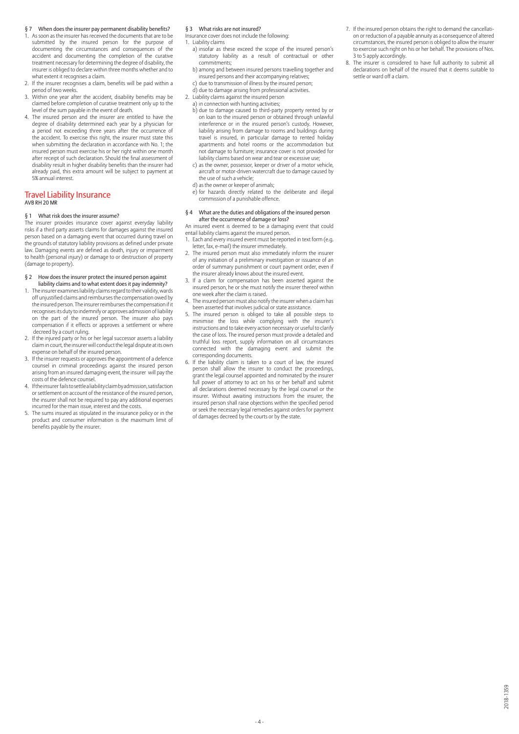### § 7 When does the insurer pay permanent disability benefits?

1. As soon as the insurer has received the documents that are to be submitted by the insured person for the purpose of documenting the circumstances and consequences of the accident and documenting the completion of the curative treatment necessary for determining the degree of disability, the insurer is obliged to declare within three months whether and to what extent it recognises a claim.
2. If the insurer recognises a claim, benefits will be paid within a period of two weeks.
3. Within one year after the accident, disability benefits may be claimed before completion of curative treatment only up to the level of the sum payable in the event of death.
4. The insured person and the insurer are entitled to have the degree of disability determined each year by a physician for a period not exceeding three years after the occurrence of the accident. To exercise this right, the insurer must state this when submitting the declaration in accordance with No. 1; the insured person must exercise his or her right within one month after receipt of such declaration. Should the final assessment of disability result in higher disability benefits than the insurer had already paid, this extra amount will be subject to payment at 5% annual interest.

## Travel Liability Insurance

AVB RH 20 MR

### § 1 What risk does the insurer assume?

The insurer provides insurance cover against everyday liability risks if a third party asserts claims for damages against the insured person based on a damaging event that occurred during travel on the grounds of statutory liability provisions as defined under private law. Damaging events are defined as death, injury or impairment to health (personal injury) or damage to or destruction of property (damage to property).

### § 2 How does the insurer protect the insured person against liability claims and to what extent does it pay indemnity?

1. The insurer examines liability claims regard to their validity, wards off unjustified claims and reimburses the compensation owed by the insured person. The insurer reimburses the compensation if it recognises its duty to indemnify or approves admission of liability on the part of the insured person. The insurer also pays compensation if it effects or approves a settlement or where decreed by a court ruling.
2. If the injured party or his or her legal successor asserts a liability claim in court, the insurer will conduct the legal dispute at its own expense on behalf of the insured person.
3. If the insurer requests or approves the appointment of a defence counsel in criminal proceedings against the insured person arising from an insured damaging event, the insurer will pay the costs of the defence counsel.
4. If the insurer fails to settle a liability claim by admission, satisfaction or settlement on account of the resistance of the insured person, the insurer shall not be required to pay any additional expenses incurred for the main issue, interest and the costs.
5. The sums insured as stipulated in the insurance policy or in the product and consumer information is the maximum limit of benefits payable by the insurer.

### § 3 What risks are not insured?

Insurance cover does not include the following:

1. Liability claims
   a) insofar as these exceed the scope of the insured person's statutory liability as a result of contractual or other commitments;
   b) among and between insured persons travelling together and insured persons and their accompanying relatives;
   c) due to transmission of illness by the insured person;
   d) due to damage arising from professional activities.
2. Liability claims against the insured person
   a) in connection with hunting activities;
   b) due to damage caused to third-party property rented by or on loan to the insured person or obtained through unlawful interference or in the insured person's custody. However, liability arising from damage to rooms and buildings during travel is insured, in particular damage to rented holiday apartments and hotel rooms or the accommodation but not damage to furniture; insurance cover is not provided for liability claims based on wear and tear or excessive use;
   c) as the owner, possessor, keeper or driver of a motor vehicle, aircraft or motor-driven watercraft due to damage caused by the use of such a vehicle;
   d) as the owner or keeper of animals;
   e) for hazards directly related to the deliberate and illegal commission of a punishable offence.

### § 4 What are the duties and obligations of the insured person after the occurrence of damage or loss?

An insured event is deemed to be a damaging event that could entail liability claims against the insured person.

1. Each and every insured event must be reported in text form (e.g. letter, fax, e-mail) the insurer immediately.
2. The insured person must also immediately inform the insurer of any initiation of a preliminary investigation or issuance of an order of summary punishment or court payment order, even if the insurer already knows about the insured event.
3. If a claim for compensation has been asserted against the insured person, he or she must notify the insurer thereof within one week after the claim is raised.
4. The insured person must also notify the insurer when a claim has been asserted that involves judicial or state assistance.
5. The insured person is obliged to take all possible steps to minimise the loss while complying with the insurer's instructions and to take every action necessary or useful to clarify the case of loss. The insured person must provide a detailed and truthful loss report, supply information on all circumstances connected with the damaging event and submit the corresponding documents.
6. If the liability claim is taken to a court of law, the insured person shall allow the insurer to conduct the proceedings, grant the legal counsel appointed and nominated by the insurer full power of attorney to act on his or her behalf and submit all declarations deemed necessary by the legal counsel or the insurer. Without awaiting instructions from the insurer, the insured person shall raise objections within the specified period or seek the necessary legal remedies against orders for payment of damages decreed by the courts or by the state.
7. If the insured person obtains the right to demand the cancellation or reduction of a payable annuity as a consequence of altered circumstances, the insured person is obliged to allow the insurer to exercise such right on his or her behalf. The provisions of Nos. 3 to 5 apply accordingly.
8. The insurer is considered to have full authority to submit all declarations on behalf of the insured that it deems suitable to settle or ward off a claim.

2018-1359